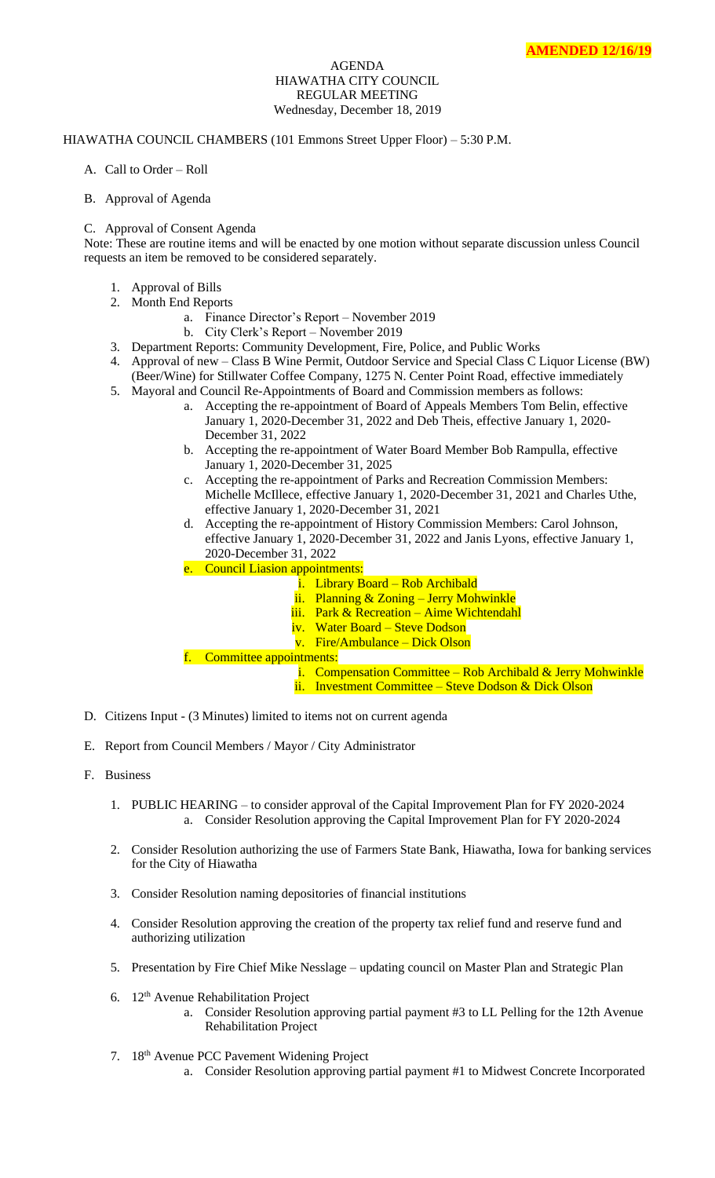**AMENDED 12/16/19**

AGENDA
HIAWATHA CITY COUNCIL
REGULAR MEETING
Wednesday, December 18, 2019

HIAWATHA COUNCIL CHAMBERS (101 Emmons Street Upper Floor) – 5:30 P.M.

A. Call to Order – Roll

B. Approval of Agenda

C. Approval of Consent Agenda

Note: These are routine items and will be enacted by one motion without separate discussion unless Council requests an item be removed to be considered separately.

1. Approval of Bills
2. Month End Reports
    a. Finance Director's Report – November 2019
    b. City Clerk's Report – November 2019
3. Department Reports: Community Development, Fire, Police, and Public Works
4. Approval of new – Class B Wine Permit, Outdoor Service and Special Class C Liquor License (BW) (Beer/Wine) for Stillwater Coffee Company, 1275 N. Center Point Road, effective immediately
5. Mayoral and Council Re-Appointments of Board and Commission members as follows:
    a. Accepting the re-appointment of Board of Appeals Members Tom Belin, effective January 1, 2020-December 31, 2022 and Deb Theis, effective January 1, 2020-December 31, 2022
    b. Accepting the re-appointment of Water Board Member Bob Rampulla, effective January 1, 2020-December 31, 2025
    c. Accepting the re-appointment of Parks and Recreation Commission Members: Michelle McIllece, effective January 1, 2020-December 31, 2021 and Charles Uthe, effective January 1, 2020-December 31, 2021
    d. Accepting the re-appointment of History Commission Members: Carol Johnson, effective January 1, 2020-December 31, 2022 and Janis Lyons, effective January 1, 2020-December 31, 2022
    e. Council Liasion appointments:
        i. Library Board – Rob Archibald
        ii. Planning & Zoning – Jerry Mohwinkle
        iii. Park & Recreation – Aime Wichtendahl
        iv. Water Board – Steve Dodson
        v. Fire/Ambulance – Dick Olson
    f. Committee appointments:
        i. Compensation Committee – Rob Archibald & Jerry Mohwinkle
        ii. Investment Committee – Steve Dodson & Dick Olson

D. Citizens Input - (3 Minutes) limited to items not on current agenda

E. Report from Council Members / Mayor / City Administrator

F. Business

1. PUBLIC HEARING – to consider approval of the Capital Improvement Plan for FY 2020-2024
    a. Consider Resolution approving the Capital Improvement Plan for FY 2020-2024
2. Consider Resolution authorizing the use of Farmers State Bank, Hiawatha, Iowa for banking services for the City of Hiawatha
3. Consider Resolution naming depositories of financial institutions
4. Consider Resolution approving the creation of the property tax relief fund and reserve fund and authorizing utilization
5. Presentation by Fire Chief Mike Nesslage – updating council on Master Plan and Strategic Plan
6. 12th Avenue Rehabilitation Project
    a. Consider Resolution approving partial payment #3 to LL Pelling for the 12th Avenue Rehabilitation Project
7. 18th Avenue PCC Pavement Widening Project
    a. Consider Resolution approving partial payment #1 to Midwest Concrete Incorporated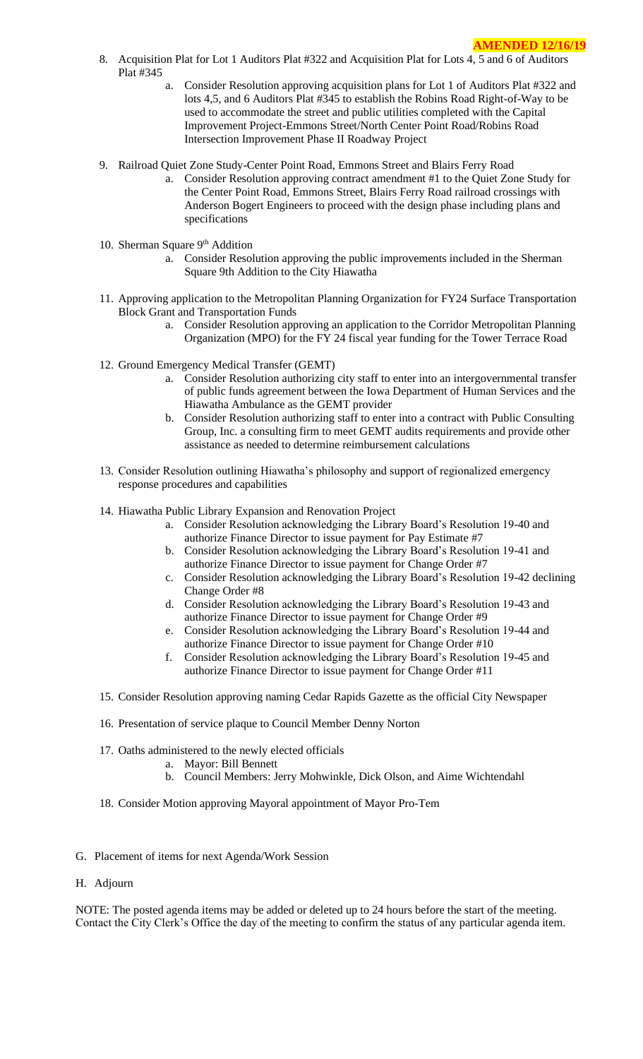**AMENDED 12/16/19**

8. Acquisition Plat for Lot 1 Auditors Plat #322 and Acquisition Plat for Lots 4, 5 and 6 of Auditors Plat #345
    a. Consider Resolution approving acquisition plans for Lot 1 of Auditors Plat #322 and lots 4,5, and 6 Auditors Plat #345 to establish the Robins Road Right-of-Way to be used to accommodate the street and public utilities completed with the Capital Improvement Project-Emmons Street/North Center Point Road/Robins Road Intersection Improvement Phase II Roadway Project

9. Railroad Quiet Zone Study-Center Point Road, Emmons Street and Blairs Ferry Road
    a. Consider Resolution approving contract amendment #1 to the Quiet Zone Study for the Center Point Road, Emmons Street, Blairs Ferry Road railroad crossings with Anderson Bogert Engineers to proceed with the design phase including plans and specifications

10. Sherman Square 9th Addition
    a. Consider Resolution approving the public improvements included in the Sherman Square 9th Addition to the City Hiawatha

11. Approving application to the Metropolitan Planning Organization for FY24 Surface Transportation Block Grant and Transportation Funds
    a. Consider Resolution approving an application to the Corridor Metropolitan Planning Organization (MPO) for the FY 24 fiscal year funding for the Tower Terrace Road

12. Ground Emergency Medical Transfer (GEMT)
    a. Consider Resolution authorizing city staff to enter into an intergovernmental transfer of public funds agreement between the Iowa Department of Human Services and the Hiawatha Ambulance as the GEMT provider
    b. Consider Resolution authorizing staff to enter into a contract with Public Consulting Group, Inc. a consulting firm to meet GEMT audits requirements and provide other assistance as needed to determine reimbursement calculations

13. Consider Resolution outlining Hiawatha's philosophy and support of regionalized emergency response procedures and capabilities

14. Hiawatha Public Library Expansion and Renovation Project
    a. Consider Resolution acknowledging the Library Board's Resolution 19-40 and authorize Finance Director to issue payment for Pay Estimate #7
    b. Consider Resolution acknowledging the Library Board's Resolution 19-41 and authorize Finance Director to issue payment for Change Order #7
    c. Consider Resolution acknowledging the Library Board's Resolution 19-42 declining Change Order #8
    d. Consider Resolution acknowledging the Library Board's Resolution 19-43 and authorize Finance Director to issue payment for Change Order #9
    e. Consider Resolution acknowledging the Library Board's Resolution 19-44 and authorize Finance Director to issue payment for Change Order #10
    f. Consider Resolution acknowledging the Library Board's Resolution 19-45 and authorize Finance Director to issue payment for Change Order #11

15. Consider Resolution approving naming Cedar Rapids Gazette as the official City Newspaper

16. Presentation of service plaque to Council Member Denny Norton

17. Oaths administered to the newly elected officials
    a. Mayor: Bill Bennett
    b. Council Members: Jerry Mohwinkle, Dick Olson, and Aime Wichtendahl

18. Consider Motion approving Mayoral appointment of Mayor Pro-Tem

G. Placement of items for next Agenda/Work Session

H. Adjourn

NOTE: The posted agenda items may be added or deleted up to 24 hours before the start of the meeting. Contact the City Clerk's Office the day of the meeting to confirm the status of any particular agenda item.